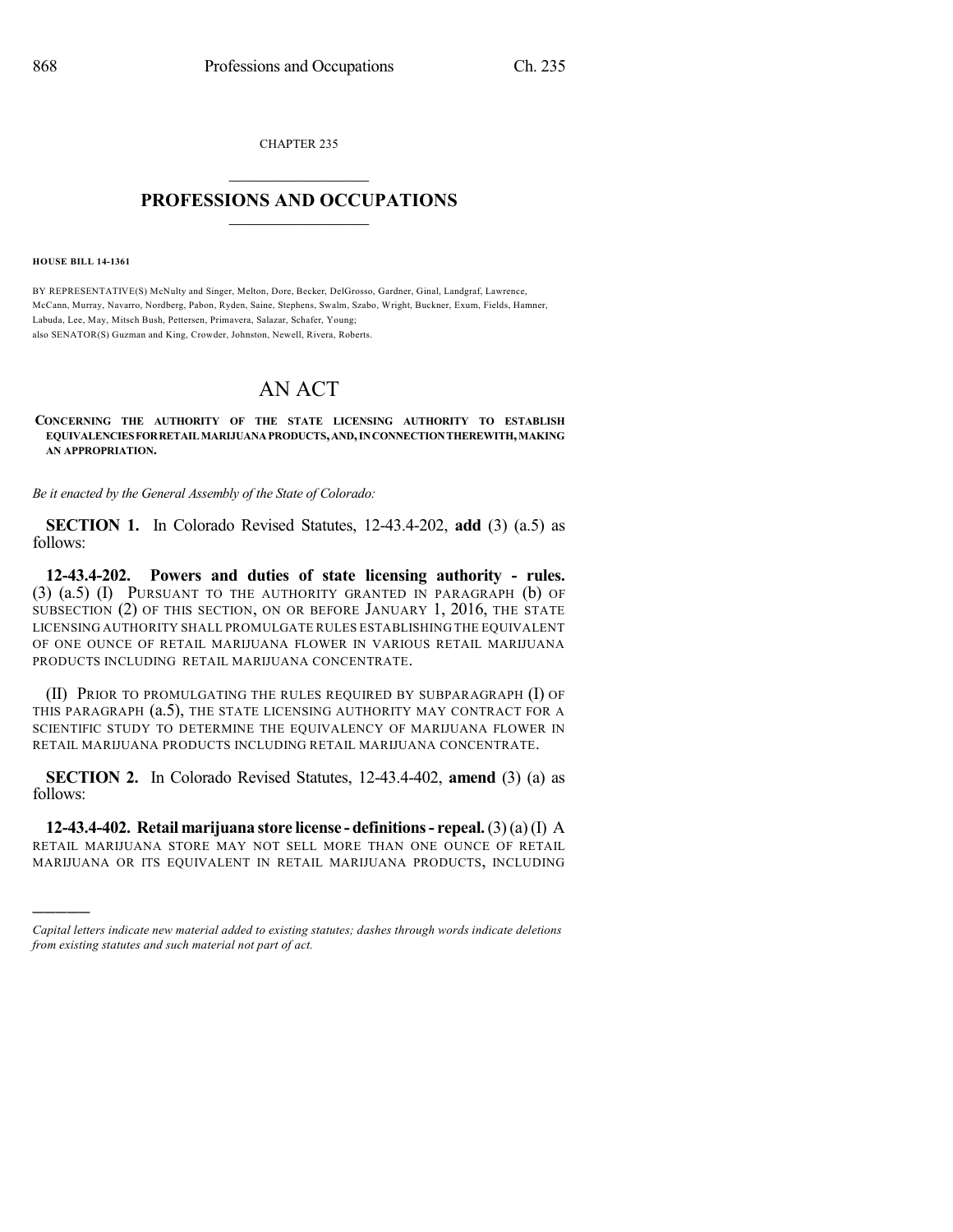CHAPTER 235

# PROFESSIONS AND OCCUPATIONS

**HOUSE BILL 14-1361**

BY REPRESENTATIVE(S) McNulty and Singer, Melton, Dore, Becker, DelGrosso, Gardner, Ginal, Landgraf, Lawrence, McCann, Murray, Navarro, Nordberg, Pabon, Ryden, Saine, Stephens, Swalm, Szabo, Wright, Buckner, Exum, Fields, Hamner, Labuda, Lee, May, Mitsch Bush, Pettersen, Primavera, Salazar, Schafer, Young;
also SENATOR(S) Guzman and King, Crowder, Johnston, Newell, Rivera, Roberts.

# AN ACT

**CONCERNING THE AUTHORITY OF THE STATE LICENSING AUTHORITY TO ESTABLISH EQUIVALENCIES FOR RETAIL MARIJUANA PRODUCTS, AND, IN CONNECTION THEREWITH, MAKING AN APPROPRIATION.**

*Be it enacted by the General Assembly of the State of Colorado:*

**SECTION 1.** In Colorado Revised Statutes, 12-43.4-202, **add** (3) (a.5) as follows:

**12-43.4-202. Powers and duties of state licensing authority - rules.** (3) (a.5) (I) PURSUANT TO THE AUTHORITY GRANTED IN PARAGRAPH (b) OF SUBSECTION (2) OF THIS SECTION, ON OR BEFORE JANUARY 1, 2016, THE STATE LICENSING AUTHORITY SHALL PROMULGATE RULES ESTABLISHING THE EQUIVALENT OF ONE OUNCE OF RETAIL MARIJUANA FLOWER IN VARIOUS RETAIL MARIJUANA PRODUCTS INCLUDING RETAIL MARIJUANA CONCENTRATE.

(II) PRIOR TO PROMULGATING THE RULES REQUIRED BY SUBPARAGRAPH (I) OF THIS PARAGRAPH (a.5), THE STATE LICENSING AUTHORITY MAY CONTRACT FOR A SCIENTIFIC STUDY TO DETERMINE THE EQUIVALENCY OF MARIJUANA FLOWER IN RETAIL MARIJUANA PRODUCTS INCLUDING RETAIL MARIJUANA CONCENTRATE.

**SECTION 2.** In Colorado Revised Statutes, 12-43.4-402, **amend** (3) (a) as follows:

**12-43.4-402. Retail marijuana store license - definitions - repeal.** (3) (a) (I) A RETAIL MARIJUANA STORE MAY NOT SELL MORE THAN ONE OUNCE OF RETAIL MARIJUANA OR ITS EQUIVALENT IN RETAIL MARIJUANA PRODUCTS, INCLUDING

---

*Capital letters indicate new material added to existing statutes; dashes through words indicate deletions from existing statutes and such material not part of act.*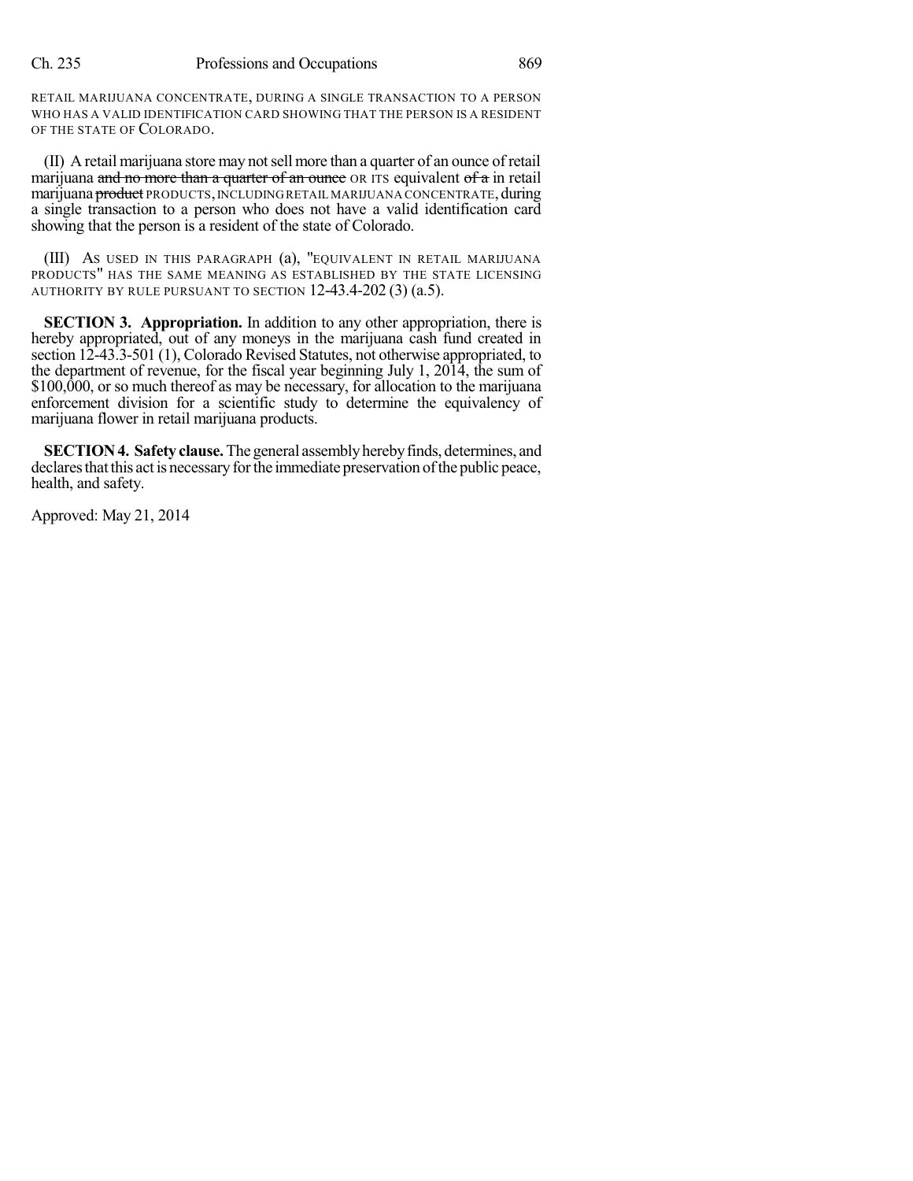RETAIL MARIJUANA CONCENTRATE, DURING A SINGLE TRANSACTION TO A PERSON WHO HAS A VALID IDENTIFICATION CARD SHOWING THAT THE PERSON IS A RESIDENT OF THE STATE OF COLORADO.

(II) A retail marijuana store may not sell more than a quarter of an ounce of retail marijuana ~~and no more than a quarter of an ounce~~ OR ITS equivalent ~~of a~~ in retail marijuana ~~product~~ PRODUCTS, INCLUDING RETAIL MARIJUANA CONCENTRATE, during a single transaction to a person who does not have a valid identification card showing that the person is a resident of the state of Colorado.

(III) AS USED IN THIS PARAGRAPH (a), "EQUIVALENT IN RETAIL MARIJUANA PRODUCTS" HAS THE SAME MEANING AS ESTABLISHED BY THE STATE LICENSING AUTHORITY BY RULE PURSUANT TO SECTION 12-43.4-202 (3) (a.5).

**SECTION 3. Appropriation.** In addition to any other appropriation, there is hereby appropriated, out of any moneys in the marijuana cash fund created in section 12-43.3-501 (1), Colorado Revised Statutes, not otherwise appropriated, to the department of revenue, for the fiscal year beginning July 1, 2014, the sum of $100,000, or so much thereof as may be necessary, for allocation to the marijuana enforcement division for a scientific study to determine the equivalency of marijuana flower in retail marijuana products.

**SECTION 4. Safety clause.** The general assembly hereby finds, determines, and declares that this act is necessary for the immediate preservation of the public peace, health, and safety.

Approved: May 21, 2014